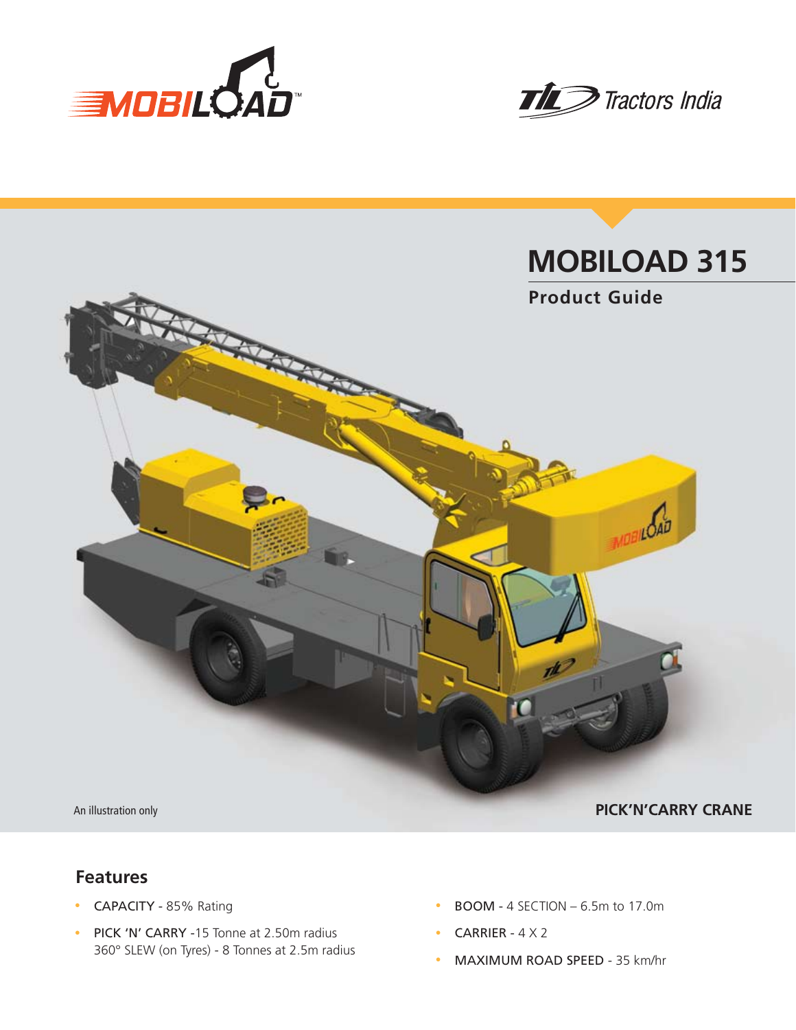MOBILOAD™

TIL Tractors India

# MOBILOAD 315

## Product Guide

An illustration only

**PICK'N'CARRY CRANE**

## Features

- CAPACITY - 85% Rating
- PICK 'N' CARRY -15 Tonne at 2.50m radius
  360° SLEW (on Tyres) - 8 Tonnes at 2.5m radius
- BOOM - 4 SECTION – 6.5m to 17.0m
- CARRIER - 4 X 2
- MAXIMUM ROAD SPEED - 35 km/hr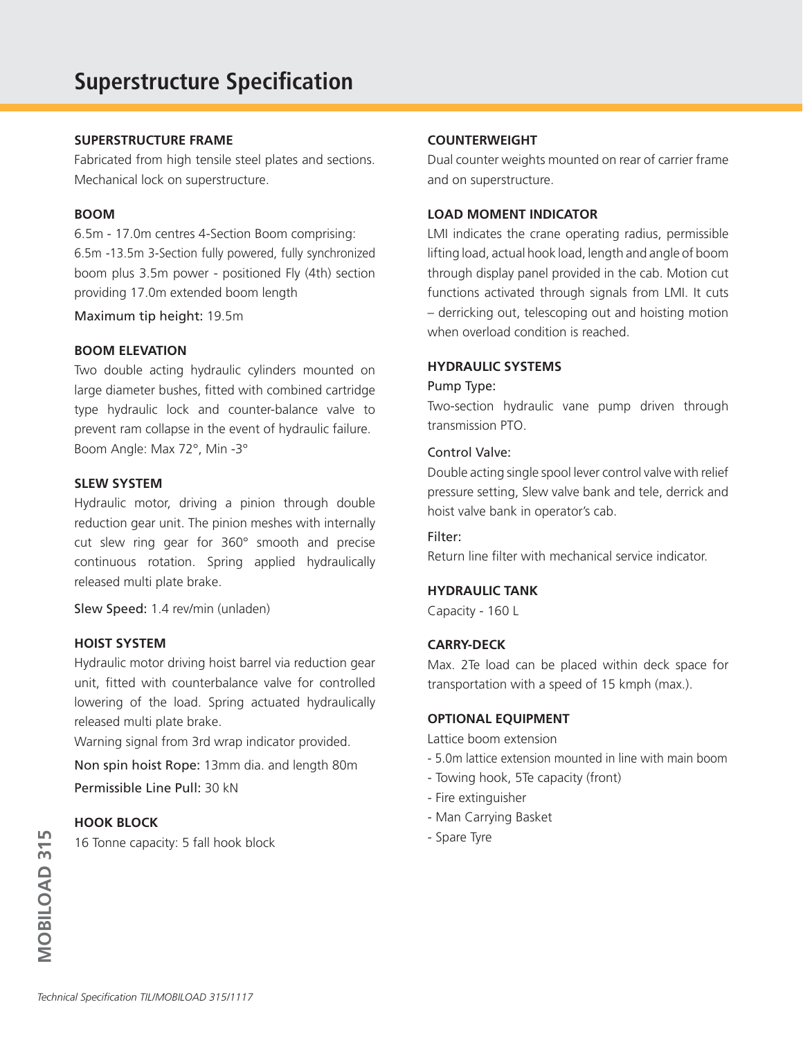# Superstructure Specification

### SUPERSTRUCTURE FRAME

Fabricated from high tensile steel plates and sections. Mechanical lock on superstructure.

### BOOM

6.5m - 17.0m centres 4-Section Boom comprising: 6.5m -13.5m 3-Section fully powered, fully synchronized boom plus 3.5m power - positioned Fly (4th) section providing 17.0m extended boom length

Maximum tip height: 19.5m

### BOOM ELEVATION

Two double acting hydraulic cylinders mounted on large diameter bushes, fitted with combined cartridge type hydraulic lock and counter-balance valve to prevent ram collapse in the event of hydraulic failure.

Boom Angle: Max 72°, Min -3°

### SLEW SYSTEM

Hydraulic motor, driving a pinion through double reduction gear unit. The pinion meshes with internally cut slew ring gear for 360° smooth and precise continuous rotation. Spring applied hydraulically released multi plate brake.

Slew Speed: 1.4 rev/min (unladen)

### HOIST SYSTEM

Hydraulic motor driving hoist barrel via reduction gear unit, fitted with counterbalance valve for controlled lowering of the load. Spring actuated hydraulically released multi plate brake.

Warning signal from 3rd wrap indicator provided.

Non spin hoist Rope: 13mm dia. and length 80m

Permissible Line Pull: 30 kN

### HOOK BLOCK

16 Tonne capacity: 5 fall hook block

### COUNTERWEIGHT

Dual counter weights mounted on rear of carrier frame and on superstructure.

### LOAD MOMENT INDICATOR

LMI indicates the crane operating radius, permissible lifting load, actual hook load, length and angle of boom through display panel provided in the cab. Motion cut functions activated through signals from LMI. It cuts – derricking out, telescoping out and hoisting motion when overload condition is reached.

### HYDRAULIC SYSTEMS

Pump Type:

Two-section hydraulic vane pump driven through transmission PTO.

Control Valve:

Double acting single spool lever control valve with relief pressure setting, Slew valve bank and tele, derrick and hoist valve bank in operator's cab.

Filter:

Return line filter with mechanical service indicator.

### HYDRAULIC TANK

Capacity - 160 L

### CARRY-DECK

Max. 2Te load can be placed within deck space for transportation with a speed of 15 kmph (max.).

### OPTIONAL EQUIPMENT

Lattice boom extension

- 5.0m lattice extension mounted in line with main boom
- Towing hook, 5Te capacity (front)
- Fire extinguisher
- Man Carrying Basket
- Spare Tyre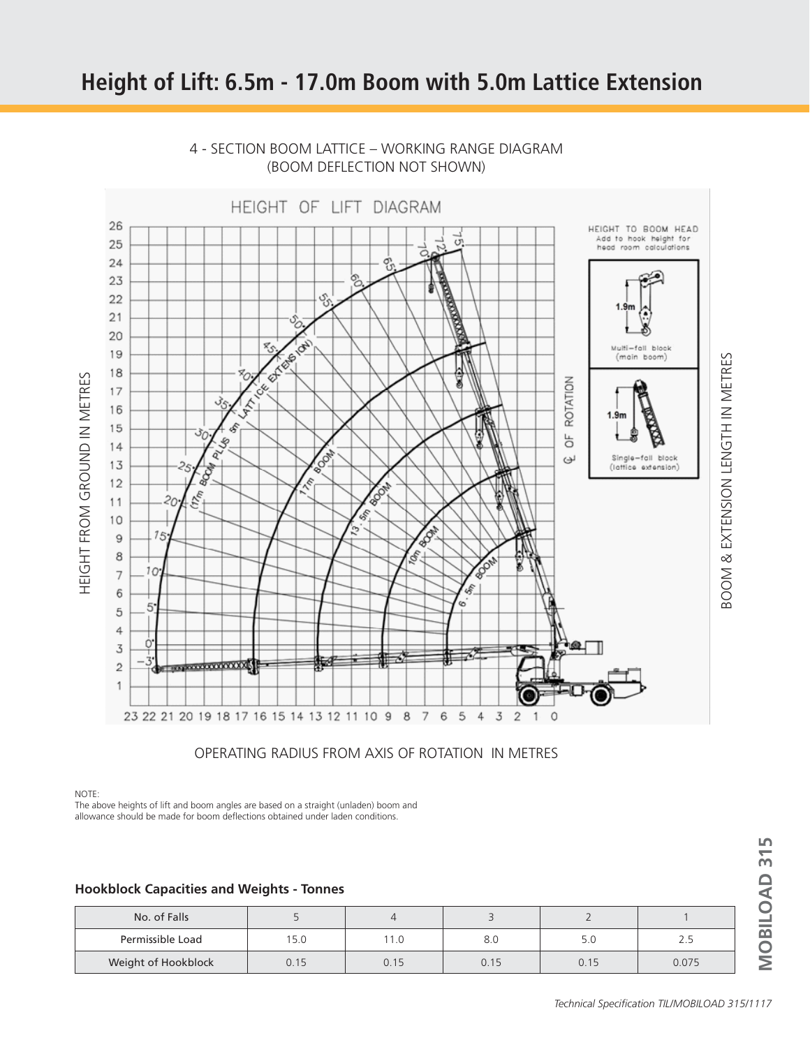# Height of Lift: 6.5m - 17.0m Boom with 5.0m Lattice Extension

4 - SECTION BOOM LATTICE – WORKING RANGE DIAGRAM
(BOOM DEFLECTION NOT SHOWN)

HEIGHT OF LIFT DIAGRAM

HEIGHT TO BOOM HEAD
Add to hook height for head room calculations

1.9m
Multi-fall block (main boom)

1.9m
Single-fall block (lattice extension)

℄ OF ROTATION

HEIGHT FROM GROUND IN METRES

BOOM & EXTENSION LENGTH IN METRES

(17m BOOM PLUS 5m LATTICE EXTENSION)

17m BOOM

13.5m BOOM

10m BOOM

6.5m BOOM

OPERATING RADIUS FROM AXIS OF ROTATION IN METRES

NOTE:
The above heights of lift and boom angles are based on a straight (unladen) boom and allowance should be made for boom deflections obtained under laden conditions.

**Hookblock Capacities and Weights - Tonnes**

| No. of Falls | 5 | 4 | 3 | 2 | 1 |
|---|---|---|---|---|---|
| Permissible Load | 15.0 | 11.0 | 8.0 | 5.0 | 2.5 |
| Weight of Hookblock | 0.15 | 0.15 | 0.15 | 0.15 | 0.075 |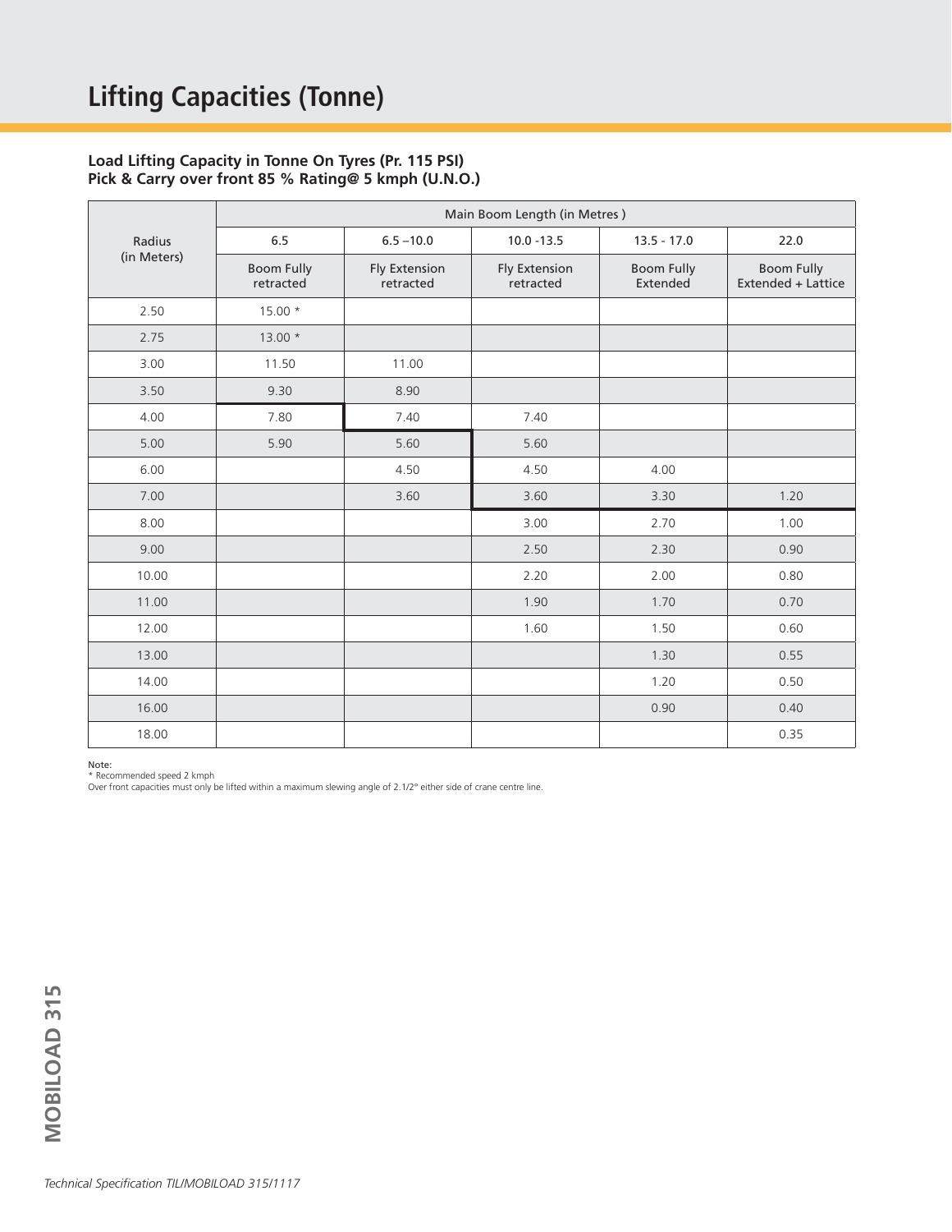# Lifting Capacities (Tonne)

**Load Lifting Capacity in Tonne On Tyres (Pr. 115 PSI)**
**Pick & Carry over front 85 % Rating@ 5 kmph (U.N.O.)**

| Radius (in Meters) | Main Boom Length (in Metres ) | | | | |
|---|---|---|---|---|---|
| | 6.5 | 6.5 –10.0 | 10.0 -13.5 | 13.5 - 17.0 | 22.0 |
| | Boom Fully retracted | Fly Extension retracted | Fly Extension retracted | Boom Fully Extended | Boom Fully Extended + Lattice |
| 2.50 | 15.00 * | | | | |
| 2.75 | 13.00 * | | | | |
| 3.00 | 11.50 | 11.00 | | | |
| 3.50 | 9.30 | 8.90 | | | |
| 4.00 | 7.80 | 7.40 | 7.40 | | |
| 5.00 | 5.90 | 5.60 | 5.60 | | |
| 6.00 | | 4.50 | 4.50 | 4.00 | |
| 7.00 | | 3.60 | 3.60 | 3.30 | 1.20 |
| 8.00 | | | 3.00 | 2.70 | 1.00 |
| 9.00 | | | 2.50 | 2.30 | 0.90 |
| 10.00 | | | 2.20 | 2.00 | 0.80 |
| 11.00 | | | 1.90 | 1.70 | 0.70 |
| 12.00 | | | 1.60 | 1.50 | 0.60 |
| 13.00 | | | | 1.30 | 0.55 |
| 14.00 | | | | 1.20 | 0.50 |
| 16.00 | | | | 0.90 | 0.40 |
| 18.00 | | | | | 0.35 |

Note:
* Recommended speed 2 kmph
Over front capacities must only be lifted within a maximum slewing angle of 2.1/2° either side of crane centre line.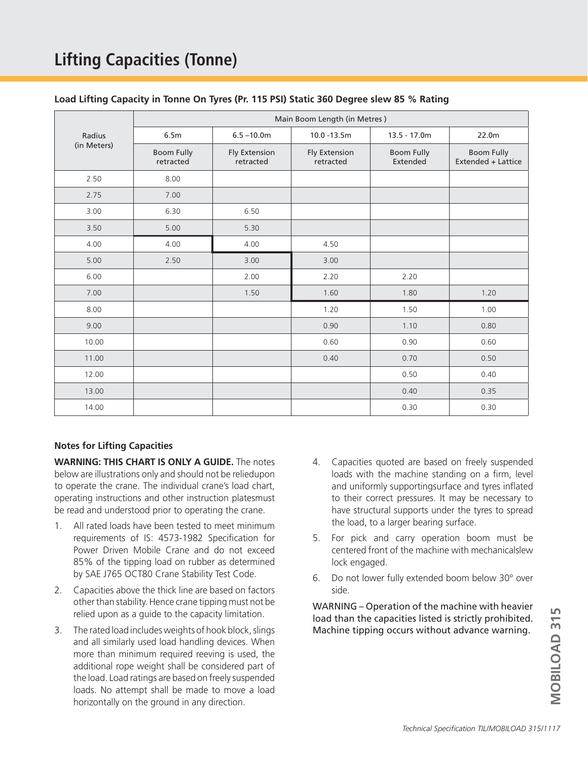# Lifting Capacities (Tonne)

**Load Lifting Capacity in Tonne On Tyres (Pr. 115 PSI) Static 360 Degree slew 85 % Rating**

| Radius (in Meters) | Main Boom Length (in Metres ) | | | | |
|---|---|---|---|---|---|
| | 6.5m | 6.5 –10.0m | 10.0 -13.5m | 13.5 - 17.0m | 22.0m |
| | Boom Fully retracted | Fly Extension retracted | Fly Extension retracted | Boom Fully Extended | Boom Fully Extended + Lattice |
| 2.50 | 8.00 | | | | |
| 2.75 | 7.00 | | | | |
| 3.00 | 6.30 | 6.50 | | | |
| 3.50 | 5.00 | 5.30 | | | |
| 4.00 | 4.00 | 4.00 | 4.50 | | |
| 5.00 | 2.50 | 3.00 | 3.00 | | |
| 6.00 | | 2.00 | 2.20 | 2.20 | |
| 7.00 | | 1.50 | 1.60 | 1.80 | 1.20 |
| 8.00 | | | 1.20 | 1.50 | 1.00 |
| 9.00 | | | 0.90 | 1.10 | 0.80 |
| 10.00 | | | 0.60 | 0.90 | 0.60 |
| 11.00 | | | 0.40 | 0.70 | 0.50 |
| 12.00 | | | | 0.50 | 0.40 |
| 13.00 | | | | 0.40 | 0.35 |
| 14.00 | | | | 0.30 | 0.30 |

**Notes for Lifting Capacities**

**WARNING: THIS CHART IS ONLY A GUIDE.** The notes below are illustrations only and should not be reliedupon to operate the crane. The individual crane's load chart, operating instructions and other instruction platesmust be read and understood prior to operating the crane.

1. All rated loads have been tested to meet minimum requirements of IS: 4573-1982 Specification for Power Driven Mobile Crane and do not exceed 85% of the tipping load on rubber as determined by SAE J765 OCT80 Crane Stability Test Code.
2. Capacities above the thick line are based on factors other than stability. Hence crane tipping must not be relied upon as a guide to the capacity limitation.
3. The rated load includes weights of hook block, slings and all similarly used load handling devices. When more than minimum required reeving is used, the additional rope weight shall be considered part of the load. Load ratings are based on freely suspended loads. No attempt shall be made to move a load horizontally on the ground in any direction.
4. Capacities quoted are based on freely suspended loads with the machine standing on a firm, level and uniformly supportingsurface and tyres inflated to their correct pressures. It may be necessary to have structural supports under the tyres to spread the load, to a larger bearing surface.
5. For pick and carry operation boom must be centered front of the machine with mechanicalslew lock engaged.
6. Do not lower fully extended boom below 30° over side.

WARNING – Operation of the machine with heavier load than the capacities listed is strictly prohibited. Machine tipping occurs without advance warning.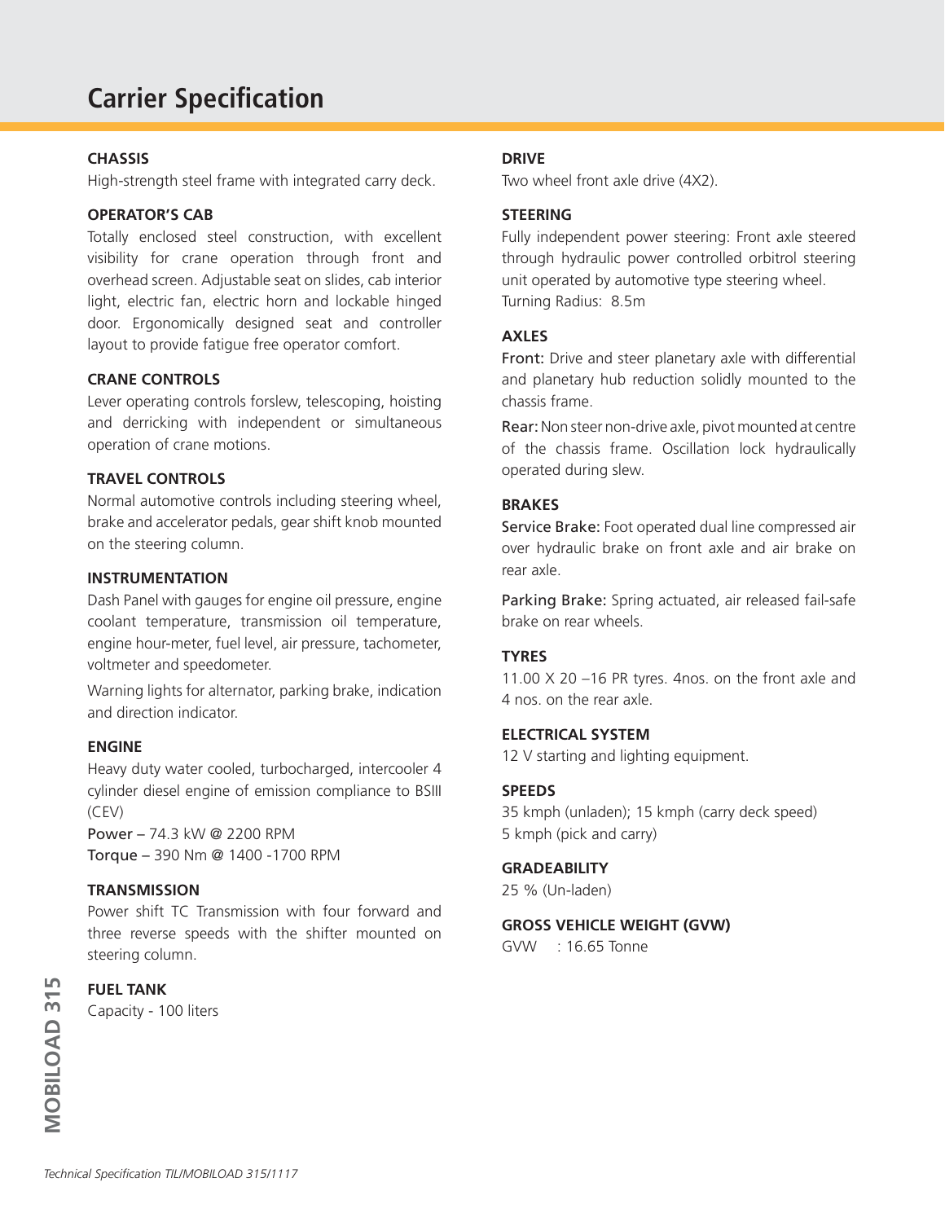# Carrier Specification

### CHASSIS

High-strength steel frame with integrated carry deck.

### OPERATOR'S CAB

Totally enclosed steel construction, with excellent visibility for crane operation through front and overhead screen. Adjustable seat on slides, cab interior light, electric fan, electric horn and lockable hinged door. Ergonomically designed seat and controller layout to provide fatigue free operator comfort.

### CRANE CONTROLS

Lever operating controls forslew, telescoping, hoisting and derricking with independent or simultaneous operation of crane motions.

### TRAVEL CONTROLS

Normal automotive controls including steering wheel, brake and accelerator pedals, gear shift knob mounted on the steering column.

### INSTRUMENTATION

Dash Panel with gauges for engine oil pressure, engine coolant temperature, transmission oil temperature, engine hour-meter, fuel level, air pressure, tachometer, voltmeter and speedometer.

Warning lights for alternator, parking brake, indication and direction indicator.

### ENGINE

Heavy duty water cooled, turbocharged, intercooler 4 cylinder diesel engine of emission compliance to BSIII (CEV)

Power – 74.3 kW @ 2200 RPM

Torque – 390 Nm @ 1400 -1700 RPM

### TRANSMISSION

Power shift TC Transmission with four forward and three reverse speeds with the shifter mounted on steering column.

### FUEL TANK

Capacity - 100 liters

### DRIVE

Two wheel front axle drive (4X2).

### STEERING

Fully independent power steering: Front axle steered through hydraulic power controlled orbitrol steering unit operated by automotive type steering wheel.

Turning Radius: 8.5m

### AXLES

Front: Drive and steer planetary axle with differential and planetary hub reduction solidly mounted to the chassis frame.

Rear: Non steer non-drive axle, pivot mounted at centre of the chassis frame. Oscillation lock hydraulically operated during slew.

### BRAKES

Service Brake: Foot operated dual line compressed air over hydraulic brake on front axle and air brake on rear axle.

Parking Brake: Spring actuated, air released fail-safe brake on rear wheels.

### TYRES

11.00 X 20 –16 PR tyres. 4nos. on the front axle and 4 nos. on the rear axle.

### ELECTRICAL SYSTEM

12 V starting and lighting equipment.

### SPEEDS

35 kmph (unladen); 15 kmph (carry deck speed)

5 kmph (pick and carry)

### GRADEABILITY

25 % (Un-laden)

### GROSS VEHICLE WEIGHT (GVW)

GVW : 16.65 Tonne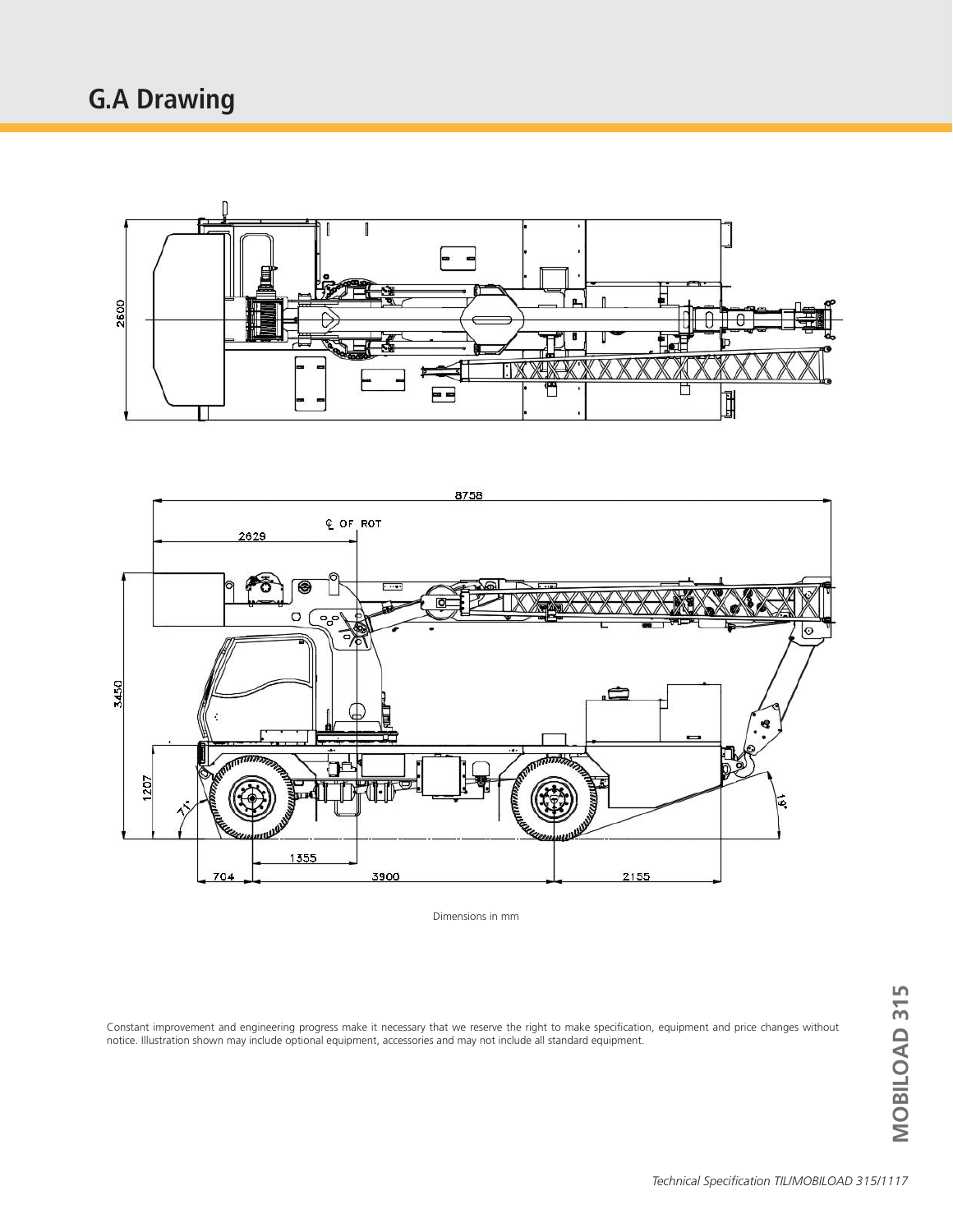## G.A Drawing

Dimensions in mm

Constant improvement and engineering progress make it necessary that we reserve the right to make specification, equipment and price changes without notice. Illustration shown may include optional equipment, accessories and may not include all standard equipment.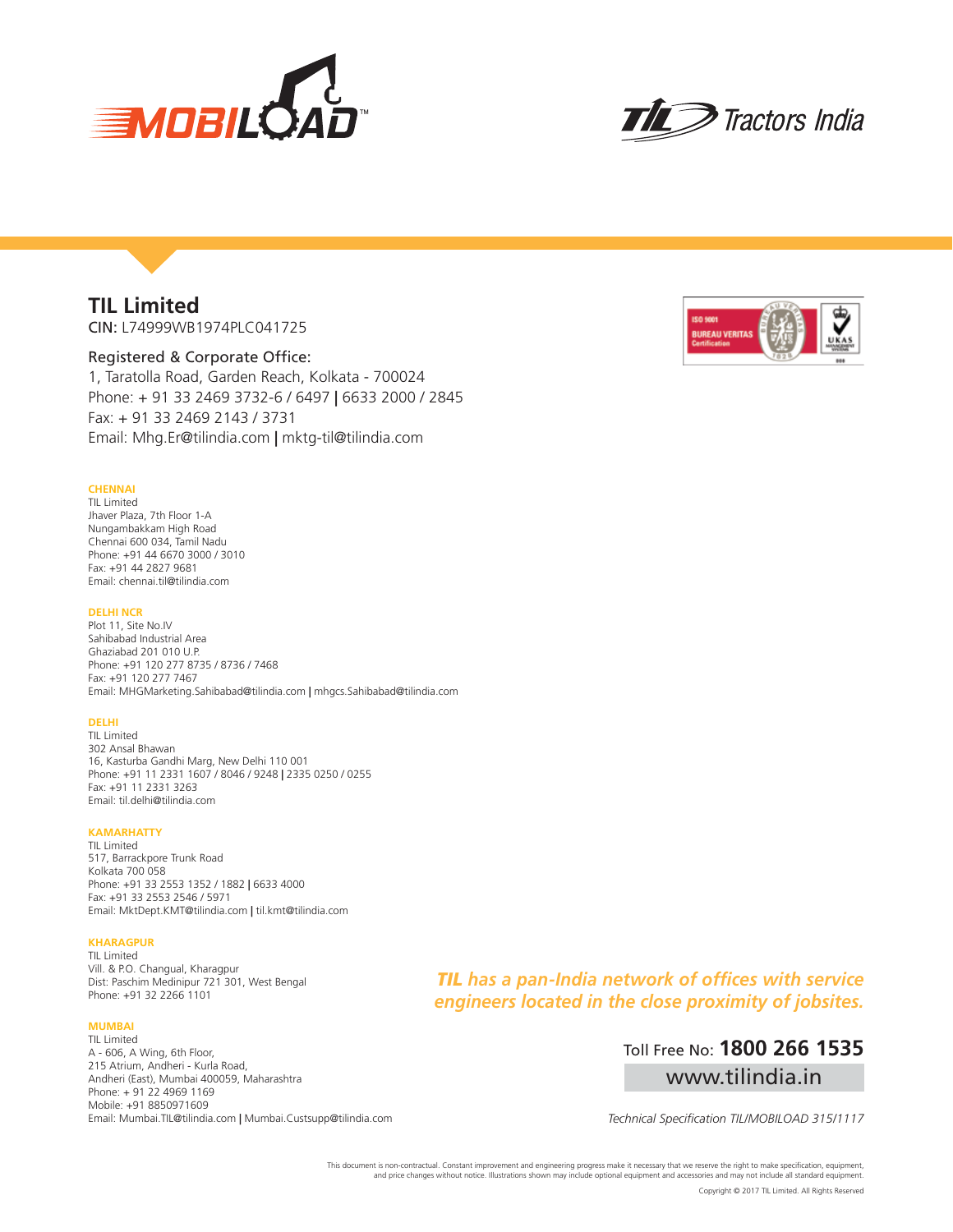MOBILOAD™

TIL Tractors India

## TIL Limited

CIN: L74999WB1974PLC041725

Registered & Corporate Office:
1, Taratolla Road, Garden Reach, Kolkata - 700024
Phone: + 91 33 2469 3732-6 / 6497 | 6633 2000 / 2845
Fax: + 91 33 2469 2143 / 3731
Email: Mhg.Er@tilindia.com | mktg-til@tilindia.com

**CHENNAI**
TIL Limited
Jhaver Plaza, 7th Floor 1-A
Nungambakkam High Road
Chennai 600 034, Tamil Nadu
Phone: +91 44 6670 3000 / 3010
Fax: +91 44 2827 9681
Email: chennai.til@tilindia.com

**DELHI NCR**
Plot 11, Site No.IV
Sahibabad Industrial Area
Ghaziabad 201 010 U.P.
Phone: +91 120 277 8735 / 8736 / 7468
Fax: +91 120 277 7467
Email: MHGMarketing.Sahibabad@tilindia.com | mhgcs.Sahibabad@tilindia.com

**DELHI**
TIL Limited
302 Ansal Bhawan
16, Kasturba Gandhi Marg, New Delhi 110 001
Phone: +91 11 2331 1607 / 8046 / 9248 | 2335 0250 / 0255
Fax: +91 11 2331 3263
Email: til.delhi@tilindia.com

**KAMARHATTY**
TIL Limited
517, Barrackpore Trunk Road
Kolkata 700 058
Phone: +91 33 2553 1352 / 1882 | 6633 4000
Fax: +91 33 2553 2546 / 5971
Email: MktDept.KMT@tilindia.com | til.kmt@tilindia.com

**KHARAGPUR**
TIL Limited
Vill. & P.O. Changual, Kharagpur
Dist: Paschim Medinipur 721 301, West Bengal
Phone: +91 32 2266 1101

**MUMBAI**
TIL Limited
A - 606, A Wing, 6th Floor,
215 Atrium, Andheri - Kurla Road,
Andheri (East), Mumbai 400059, Maharashtra
Phone: + 91 22 4969 1169
Mobile: +91 8850971609
Email: Mumbai.TIL@tilindia.com | Mumbai.Custsupp@tilindia.com

***TIL has a pan-India network of offices with service engineers located in the close proximity of jobsites.***

Toll Free No: **1800 266 1535**

www.tilindia.in

*Technical Specification TIL/MOBILOAD 315/1117*

This document is non-contractual. Constant improvement and engineering progress make it necessary that we reserve the right to make specification, equipment, and price changes without notice. Illustrations shown may include optional equipment and accessories and may not include all standard equipment.

Copyright © 2017 TIL Limited. All Rights Reserved